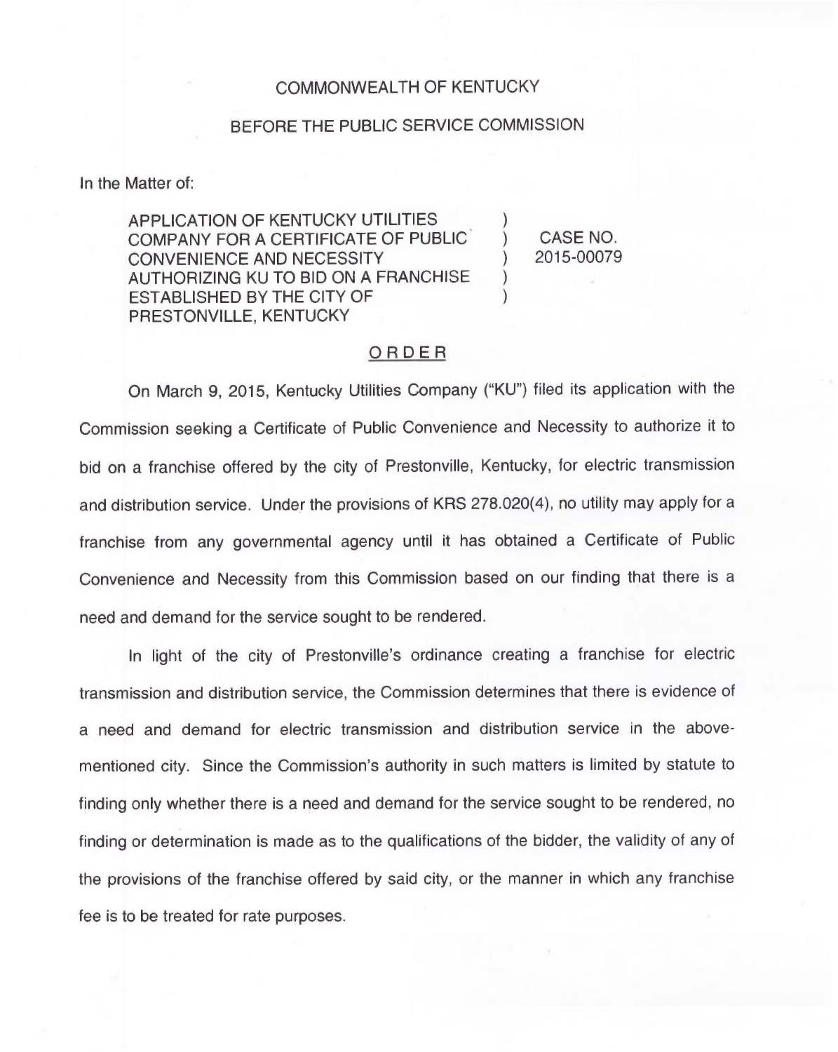COMMONWEALTH OF KENTUCKY

BEFORE THE PUBLIC SERVICE COMMISSION

In the Matter of:

| | | |
|---|---|---|
| APPLICATION OF KENTUCKY UTILITIES COMPANY FOR A CERTIFICATE OF PUBLIC CONVENIENCE AND NECESSITY AUTHORIZING KU TO BID ON A FRANCHISE ESTABLISHED BY THE CITY OF PRESTONVILLE, KENTUCKY | ) ) ) ) ) | CASE NO. 2015-00079 |

## ORDER

On March 9, 2015, Kentucky Utilities Company ("KU") filed its application with the Commission seeking a Certificate of Public Convenience and Necessity to authorize it to bid on a franchise offered by the city of Prestonville, Kentucky, for electric transmission and distribution service. Under the provisions of KRS 278.020(4), no utility may apply for a franchise from any governmental agency until it has obtained a Certificate of Public Convenience and Necessity from this Commission based on our finding that there is a need and demand for the service sought to be rendered.

In light of the city of Prestonville's ordinance creating a franchise for electric transmission and distribution service, the Commission determines that there is evidence of a need and demand for electric transmission and distribution service in the above-mentioned city. Since the Commission's authority in such matters is limited by statute to finding only whether there is a need and demand for the service sought to be rendered, no finding or determination is made as to the qualifications of the bidder, the validity of any of the provisions of the franchise offered by said city, or the manner in which any franchise fee is to be treated for rate purposes.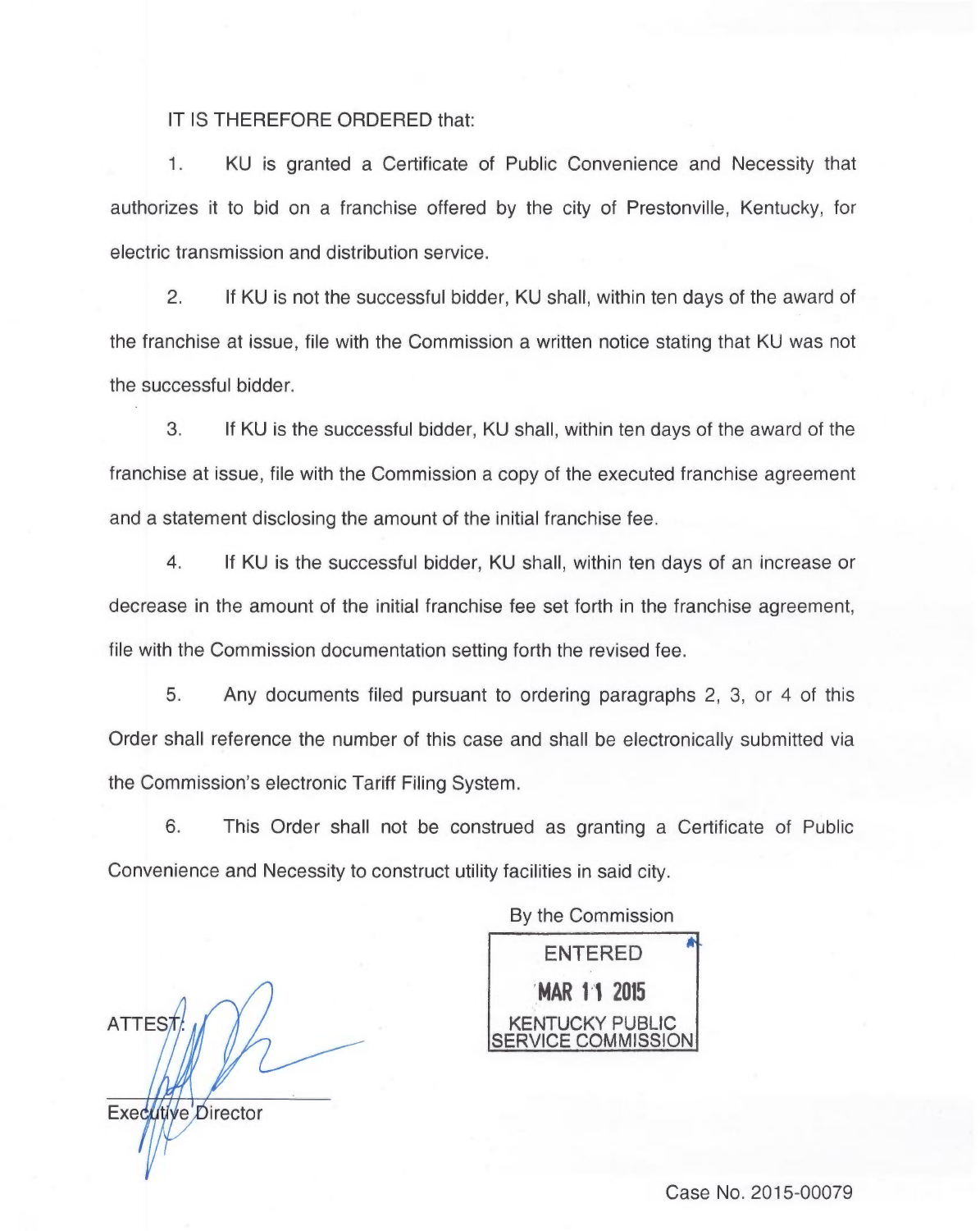IT IS THEREFORE ORDERED that:

1. KU is granted a Certificate of Public Convenience and Necessity that authorizes it to bid on a franchise offered by the city of Prestonville, Kentucky, for electric transmission and distribution service.

2. If KU is not the successful bidder, KU shall, within ten days of the award of the franchise at issue, file with the Commission a written notice stating that KU was not the successful bidder.

3. If KU is the successful bidder, KU shall, within ten days of the award of the franchise at issue, file with the Commission a copy of the executed franchise agreement and a statement disclosing the amount of the initial franchise fee.

4. If KU is the successful bidder, KU shall, within ten days of an increase or decrease in the amount of the initial franchise fee set forth in the franchise agreement, file with the Commission documentation setting forth the revised fee.

5. Any documents filed pursuant to ordering paragraphs 2, 3, or 4 of this Order shall reference the number of this case and shall be electronically submitted via the Commission's electronic Tariff Filing System.

6. This Order shall not be construed as granting a Certificate of Public Convenience and Necessity to construct utility facilities in said city.

By the Commission

ENTERED
MAR 11 2015
KENTUCKY PUBLIC SERVICE COMMISSION

ATTEST:

Executive Director

Case No. 2015-00079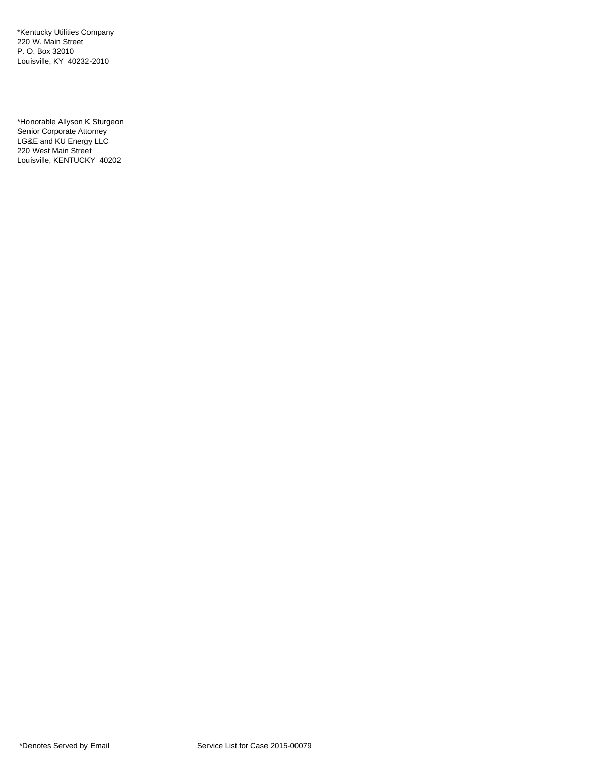*Kentucky Utilities Company
220 W. Main Street
P. O. Box 32010
Louisville, KY  40232-2010

*Honorable Allyson K Sturgeon
Senior Corporate Attorney
LG&E and KU Energy LLC
220 West Main Street
Louisville, KENTUCKY  40202

*Denotes Served by Email

Service List for Case 2015-00079